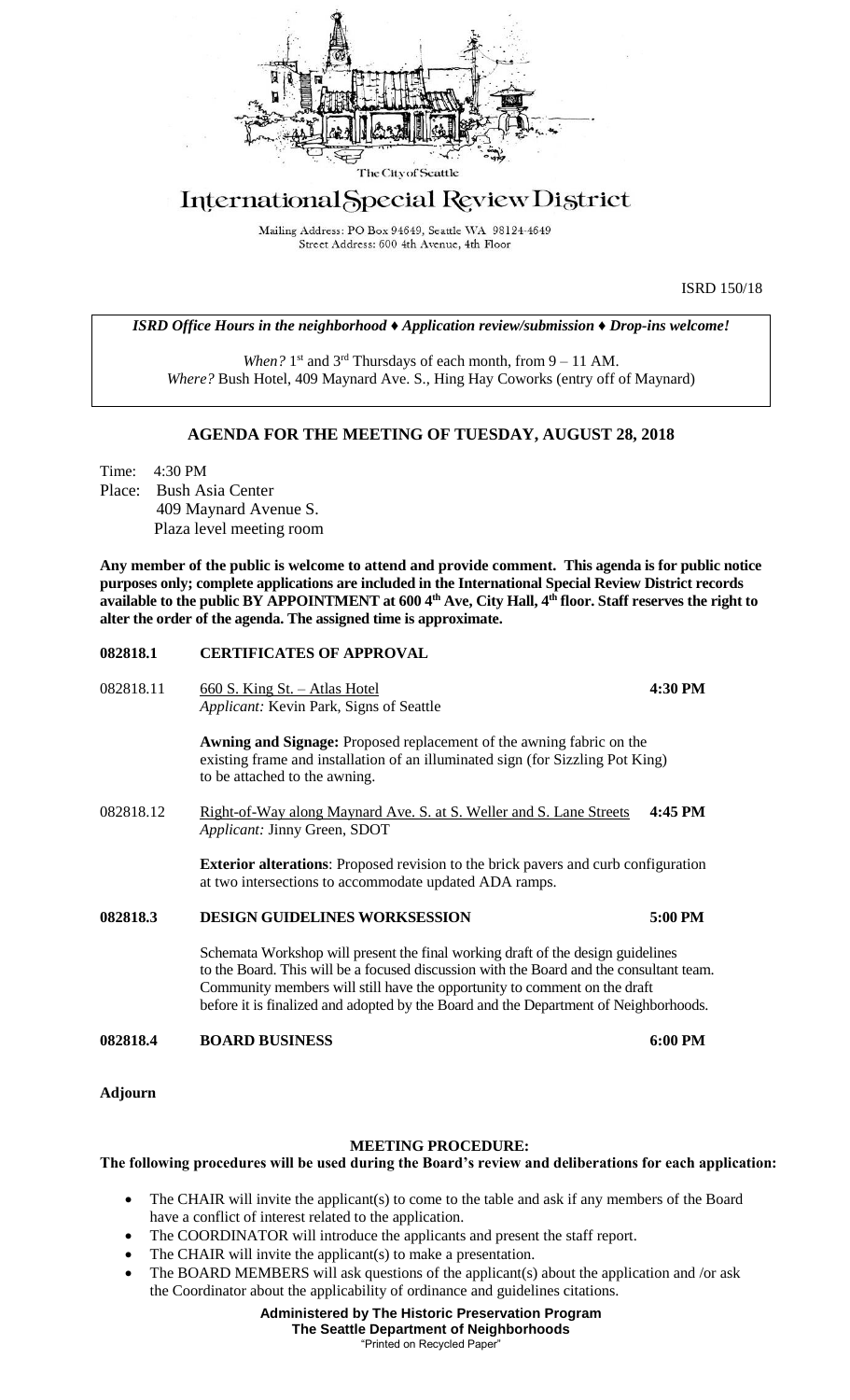The City of Seattle

# International Special Review District

Mailing Address: PO Box 94649, Seattle WA 98124-4649
Street Address: 600 4th Avenue, 4th Floor

ISRD 150/18

*ISRD Office Hours in the neighborhood ♦ Application review/submission ♦ Drop-ins welcome!*

*When?* 1st and 3rd Thursdays of each month, from 9 – 11 AM.
*Where?* Bush Hotel, 409 Maynard Ave. S., Hing Hay Coworks (entry off of Maynard)

## AGENDA FOR THE MEETING OF TUESDAY, AUGUST 28, 2018

Time: 4:30 PM
Place: Bush Asia Center
409 Maynard Avenue S.
Plaza level meeting room

**Any member of the public is welcome to attend and provide comment. This agenda is for public notice purposes only; complete applications are included in the International Special Review District records available to the public BY APPOINTMENT at 600 4th Ave, City Hall, 4th floor. Staff reserves the right to alter the order of the agenda. The assigned time is approximate.**

### 082818.1 CERTIFICATES OF APPROVAL

082818.11 660 S. King St. – Atlas Hotel **4:30 PM**
*Applicant:* Kevin Park, Signs of Seattle

**Awning and Signage:** Proposed replacement of the awning fabric on the existing frame and installation of an illuminated sign (for Sizzling Pot King) to be attached to the awning.

082818.12 Right-of-Way along Maynard Ave. S. at S. Weller and S. Lane Streets **4:45 PM**
*Applicant:* Jinny Green, SDOT

**Exterior alterations**: Proposed revision to the brick pavers and curb configuration at two intersections to accommodate updated ADA ramps.

### 082818.3 DESIGN GUIDELINES WORKSESSION 5:00 PM

Schemata Workshop will present the final working draft of the design guidelines to the Board. This will be a focused discussion with the Board and the consultant team. Community members will still have the opportunity to comment on the draft before it is finalized and adopted by the Board and the Department of Neighborhoods.

### 082818.4 BOARD BUSINESS 6:00 PM

**Adjourn**

#### MEETING PROCEDURE:

**The following procedures will be used during the Board's review and deliberations for each application:**

- The CHAIR will invite the applicant(s) to come to the table and ask if any members of the Board have a conflict of interest related to the application.
- The COORDINATOR will introduce the applicants and present the staff report.
- The CHAIR will invite the applicant(s) to make a presentation.
- The BOARD MEMBERS will ask questions of the applicant(s) about the application and /or ask the Coordinator about the applicability of ordinance and guidelines citations.

**Administered by The Historic Preservation Program**
**The Seattle Department of Neighborhoods**
"Printed on Recycled Paper"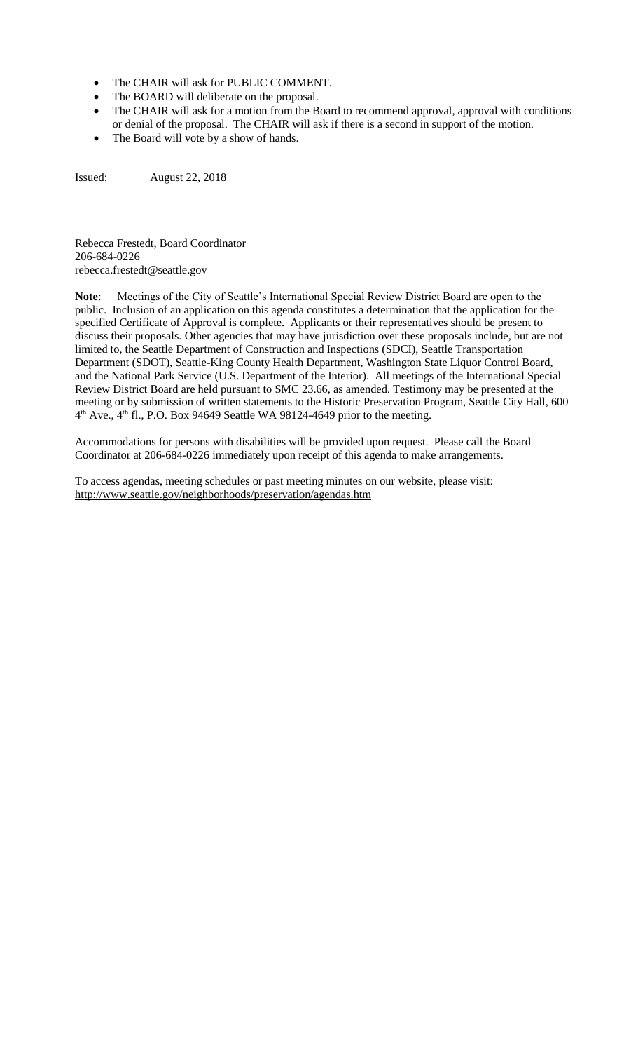- The CHAIR will ask for PUBLIC COMMENT.
- The BOARD will deliberate on the proposal.
- The CHAIR will ask for a motion from the Board to recommend approval, approval with conditions or denial of the proposal. The CHAIR will ask if there is a second in support of the motion.
- The Board will vote by a show of hands.

Issued: August 22, 2018

Rebecca Frestedt, Board Coordinator
206-684-0226
rebecca.frestedt@seattle.gov

**Note**: Meetings of the City of Seattle's International Special Review District Board are open to the public. Inclusion of an application on this agenda constitutes a determination that the application for the specified Certificate of Approval is complete. Applicants or their representatives should be present to discuss their proposals. Other agencies that may have jurisdiction over these proposals include, but are not limited to, the Seattle Department of Construction and Inspections (SDCI), Seattle Transportation Department (SDOT), Seattle-King County Health Department, Washington State Liquor Control Board, and the National Park Service (U.S. Department of the Interior). All meetings of the International Special Review District Board are held pursuant to SMC 23.66, as amended. Testimony may be presented at the meeting or by submission of written statements to the Historic Preservation Program, Seattle City Hall, 600 4th Ave., 4th fl., P.O. Box 94649 Seattle WA 98124-4649 prior to the meeting.

Accommodations for persons with disabilities will be provided upon request. Please call the Board Coordinator at 206-684-0226 immediately upon receipt of this agenda to make arrangements.

To access agendas, meeting schedules or past meeting minutes on our website, please visit: http://www.seattle.gov/neighborhoods/preservation/agendas.htm